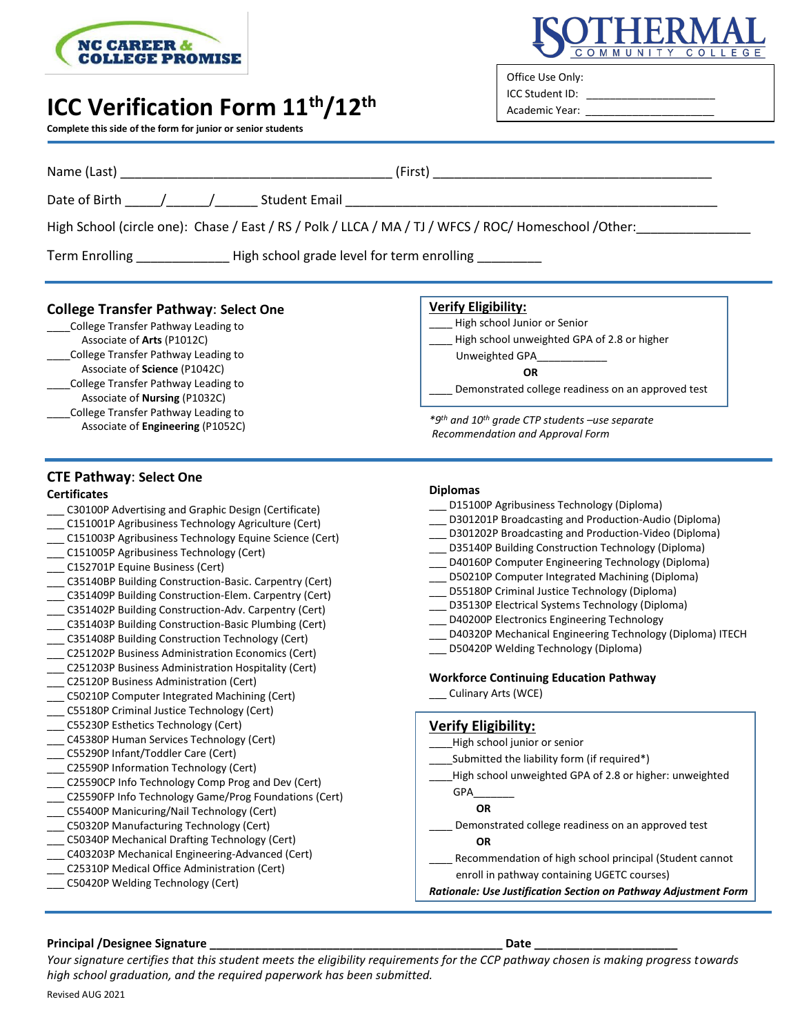NC CAREER & COLLEGE PROMISE

ISOTHERMAL COMMUNITY COLLEGE

Office Use Only:
ICC Student ID: ____________________
Academic Year: ____________________

# ICC Verification Form 11th/12th

**Complete this side of the form for junior or senior students**

Name (Last) ___________________________________ (First) ___________________________________

Date of Birth _____/______/______ Student Email ________________________________________________

High School (circle one): Chase / East / RS / Polk / LLCA / MA / TJ / WFCS / ROC/ Homeschool /Other:_______________

Term Enrolling ____________ High school grade level for term enrolling ________

## College Transfer Pathway: Select One

____College Transfer Pathway Leading to Associate of **Arts** (P1012C)
____College Transfer Pathway Leading to Associate of **Science** (P1042C)
____College Transfer Pathway Leading to Associate of **Nursing** (P1032C)
____College Transfer Pathway Leading to Associate of **Engineering** (P1052C)

**Verify Eligibility:**

____ High school Junior or Senior
____ High school unweighted GPA of 2.8 or higher
Unweighted GPA___________
**OR**
____ Demonstrated college readiness on an approved test

*\*9th and 10th grade CTP students –use separate Recommendation and Approval Form*

## CTE Pathway: Select One

**Certificates**

___ C30100P Advertising and Graphic Design (Certificate)
___ C151001P Agribusiness Technology Agriculture (Cert)
___ C151003P Agribusiness Technology Equine Science (Cert)
___ C151005P Agribusiness Technology (Cert)
___ C152701P Equine Business (Cert)
___ C35140BP Building Construction-Basic. Carpentry (Cert)
___ C351409P Building Construction-Elem. Carpentry (Cert)
___ C351402P Building Construction-Adv. Carpentry (Cert)
___ C351403P Building Construction-Basic Plumbing (Cert)
___ C351408P Building Construction Technology (Cert)
___ C251202P Business Administration Economics (Cert)
___ C251203P Business Administration Hospitality (Cert)
___ C25120P Business Administration (Cert)
___ C50210P Computer Integrated Machining (Cert)
___ C55180P Criminal Justice Technology (Cert)
___ C55230P Esthetics Technology (Cert)
___ C45380P Human Services Technology (Cert)
___ C55290P Infant/Toddler Care (Cert)
___ C25590P Information Technology (Cert)
___ C25590CP Info Technology Comp Prog and Dev (Cert)
___ C25590FP Info Technology Game/Prog Foundations (Cert)
___ C55400P Manicuring/Nail Technology (Cert)
___ C50320P Manufacturing Technology (Cert)
___ C50340P Mechanical Drafting Technology (Cert)
___ C403203P Mechanical Engineering-Advanced (Cert)
___ C25310P Medical Office Administration (Cert)
___ C50420P Welding Technology (Cert)

**Diplomas**

___ D15100P Agribusiness Technology (Diploma)
___ D301201P Broadcasting and Production-Audio (Diploma)
___ D301202P Broadcasting and Production-Video (Diploma)
___ D35140P Building Construction Technology (Diploma)
___ D40160P Computer Engineering Technology (Diploma)
___ D50210P Computer Integrated Machining (Diploma)
___ D55180P Criminal Justice Technology (Diploma)
___ D35130P Electrical Systems Technology (Diploma)
___ D40200P Electronics Engineering Technology
___ D40320P Mechanical Engineering Technology (Diploma) ITECH
___ D50420P Welding Technology (Diploma)

**Workforce Continuing Education Pathway**

___ Culinary Arts (WCE)

**Verify Eligibility:**

____High school junior or senior
____Submitted the liability form (if required\*)
____High school unweighted GPA of 2.8 or higher: unweighted GPA_______
**OR**
____ Demonstrated college readiness on an approved test
**OR**
____ Recommendation of high school principal (Student cannot enroll in pathway containing UGETC courses)

***Rationale: Use Justification Section on Pathway Adjustment Form***

**Principal /Designee Signature** ____________________________________________ **Date** ____________________

*Your signature certifies that this student meets the eligibility requirements for the CCP pathway chosen is making progress towards high school graduation, and the required paperwork has been submitted.*

Revised AUG 2021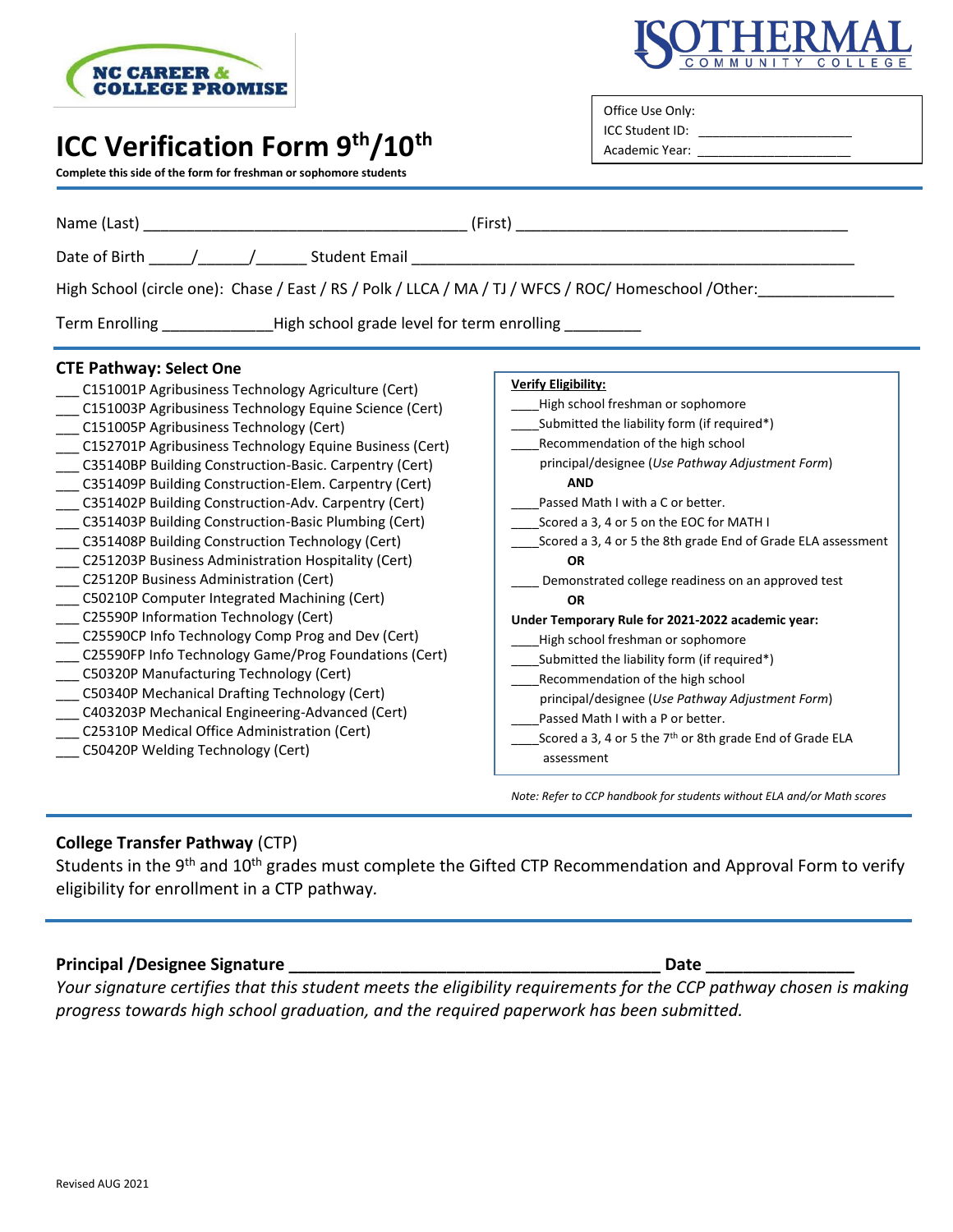NC CAREER & COLLEGE PROMISE

ISOTHERMAL COMMUNITY COLLEGE

Office Use Only:
ICC Student ID: ____________________
Academic Year: ____________________

# ICC Verification Form 9th/10th

**Complete this side of the form for freshman or sophomore students**

Name (Last) ____________________________________ (First) ______________________________________

Date of Birth _____/______/______ Student Email __________________________________________________

High School (circle one): Chase / East / RS / Polk / LLCA / MA / TJ / WFCS / ROC/ Homeschool /Other:_______________

Term Enrolling ____________High school grade level for term enrolling ________

## CTE Pathway: Select One

___ C151001P Agribusiness Technology Agriculture (Cert)
___ C151003P Agribusiness Technology Equine Science (Cert)
___ C151005P Agribusiness Technology (Cert)
___ C152701P Agribusiness Technology Equine Business (Cert)
___ C35140BP Building Construction-Basic. Carpentry (Cert)
___ C351409P Building Construction-Elem. Carpentry (Cert)
___ C351402P Building Construction-Adv. Carpentry (Cert)
___ C351403P Building Construction-Basic Plumbing (Cert)
___ C351408P Building Construction Technology (Cert)
___ C251203P Business Administration Hospitality (Cert)
___ C25120P Business Administration (Cert)
___ C50210P Computer Integrated Machining (Cert)
___ C25590P Information Technology (Cert)
___ C25590CP Info Technology Comp Prog and Dev (Cert)
___ C25590FP Info Technology Game/Prog Foundations (Cert)
___ C50320P Manufacturing Technology (Cert)
___ C50340P Mechanical Drafting Technology (Cert)
___ C403203P Mechanical Engineering-Advanced (Cert)
___ C25310P Medical Office Administration (Cert)
___ C50420P Welding Technology (Cert)

**Verify Eligibility:**

____High school freshman or sophomore
____Submitted the liability form (if required*)
____Recommendation of the high school principal/designee (*Use Pathway Adjustment Form*)

**AND**

____Passed Math I with a C or better.
____Scored a 3, 4 or 5 on the EOC for MATH I
____Scored a 3, 4 or 5 the 8th grade End of Grade ELA assessment

**OR**

____ Demonstrated college readiness on an approved test

**OR**

**Under Temporary Rule for 2021-2022 academic year:**

____High school freshman or sophomore
____Submitted the liability form (if required*)
____Recommendation of the high school principal/designee (*Use Pathway Adjustment Form*)
____Passed Math I with a P or better.
____Scored a 3, 4 or 5 the 7th or 8th grade End of Grade ELA assessment

*Note: Refer to CCP handbook for students without ELA and/or Math scores*

## College Transfer Pathway (CTP)

Students in the 9th and 10th grades must complete the Gifted CTP Recommendation and Approval Form to verify eligibility for enrollment in a CTP pathway.

**Principal /Designee Signature ________________________________________ Date _______________**

*Your signature certifies that this student meets the eligibility requirements for the CCP pathway chosen is making progress towards high school graduation, and the required paperwork has been submitted.*

Revised AUG 2021